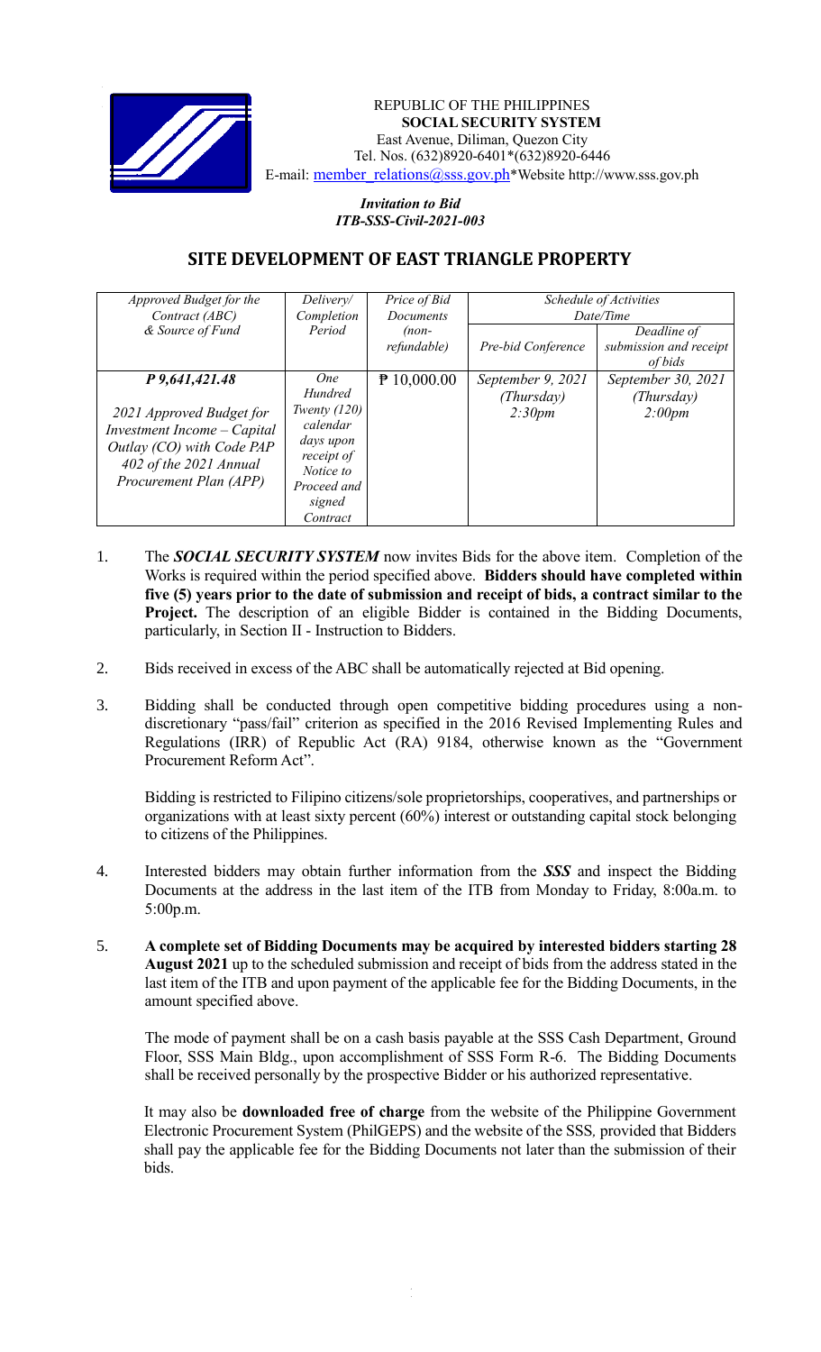REPUBLIC OF THE PHILIPPINES
**SOCIAL SECURITY SYSTEM**
East Avenue, Diliman, Quezon City
Tel. Nos. (632)8920-6401*(632)8920-6446
E-mail: member_relations@sss.gov.ph*Website http://www.sss.gov.ph

***Invitation to Bid***
***ITB-SSS-Civil-2021-003***

# SITE DEVELOPMENT OF EAST TRIANGLE PROPERTY

| *Approved Budget for the Contract (ABC) & Source of Fund* | *Delivery/ Completion Period* | *Price of Bid Documents (non-refundable)* | *Schedule of Activities Date/Time* | |
|---|---|---|---|---|
| | | | *Pre-bid Conference* | *Deadline of submission and receipt of bids* |
| ***P 9,641,421.48***<br><br>*2021 Approved Budget for Investment Income – Capital Outlay (CO) with Code PAP 402 of the 2021 Annual Procurement Plan (APP)* | *One Hundred Twenty (120) calendar days upon receipt of Notice to Proceed and signed Contract* | ₱ 10,000.00 | *September 9, 2021 (Thursday) 2:30pm* | *September 30, 2021 (Thursday) 2:00pm* |

1. The ***SOCIAL SECURITY SYSTEM*** now invites Bids for the above item. Completion of the Works is required within the period specified above. **Bidders should have completed within five (5) years prior to the date of submission and receipt of bids, a contract similar to the Project.** The description of an eligible Bidder is contained in the Bidding Documents, particularly, in Section II - Instruction to Bidders.

2. Bids received in excess of the ABC shall be automatically rejected at Bid opening.

3. Bidding shall be conducted through open competitive bidding procedures using a non-discretionary "pass/fail" criterion as specified in the 2016 Revised Implementing Rules and Regulations (IRR) of Republic Act (RA) 9184, otherwise known as the "Government Procurement Reform Act".

   Bidding is restricted to Filipino citizens/sole proprietorships, cooperatives, and partnerships or organizations with at least sixty percent (60%) interest or outstanding capital stock belonging to citizens of the Philippines.

4. Interested bidders may obtain further information from the ***SSS*** and inspect the Bidding Documents at the address in the last item of the ITB from Monday to Friday, 8:00a.m. to 5:00p.m.

5. **A complete set of Bidding Documents may be acquired by interested bidders starting 28 August 2021** up to the scheduled submission and receipt of bids from the address stated in the last item of the ITB and upon payment of the applicable fee for the Bidding Documents, in the amount specified above.

   The mode of payment shall be on a cash basis payable at the SSS Cash Department, Ground Floor, SSS Main Bldg., upon accomplishment of SSS Form R-6. The Bidding Documents shall be received personally by the prospective Bidder or his authorized representative.

   It may also be **downloaded free of charge** from the website of the Philippine Government Electronic Procurement System (PhilGEPS) and the website of the SSS, provided that Bidders shall pay the applicable fee for the Bidding Documents not later than the submission of their bids.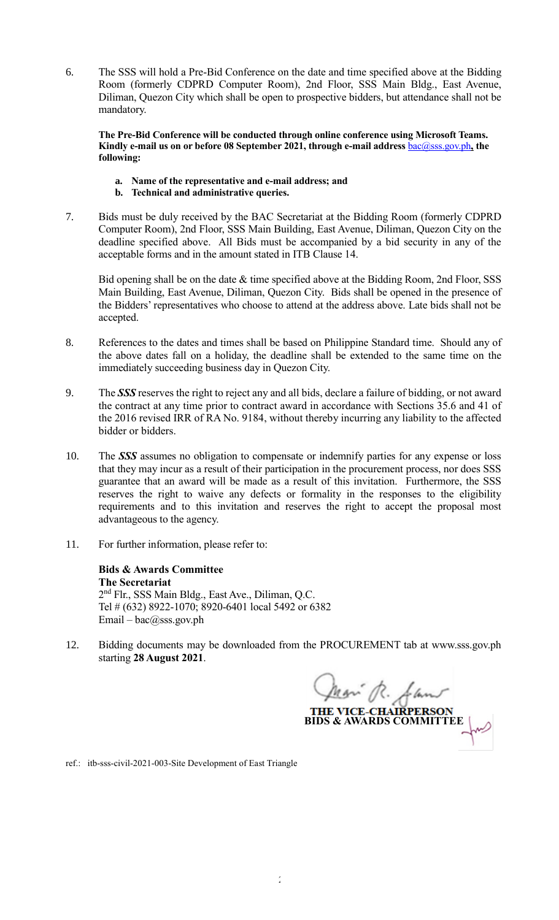6. The SSS will hold a Pre-Bid Conference on the date and time specified above at the Bidding Room (formerly CDPRD Computer Room), 2nd Floor, SSS Main Bldg., East Avenue, Diliman, Quezon City which shall be open to prospective bidders, but attendance shall not be mandatory.

   **The Pre-Bid Conference will be conducted through online conference using Microsoft Teams. Kindly e-mail us on or before 08 September 2021, through e-mail address bac@sss.gov.ph, the following:**

   **a. Name of the representative and e-mail address; and**
   **b. Technical and administrative queries.**

7. Bids must be duly received by the BAC Secretariat at the Bidding Room (formerly CDPRD Computer Room), 2nd Floor, SSS Main Building, East Avenue, Diliman, Quezon City on the deadline specified above. All Bids must be accompanied by a bid security in any of the acceptable forms and in the amount stated in ITB Clause 14.

   Bid opening shall be on the date & time specified above at the Bidding Room, 2nd Floor, SSS Main Building, East Avenue, Diliman, Quezon City. Bids shall be opened in the presence of the Bidders' representatives who choose to attend at the address above. Late bids shall not be accepted.

8. References to the dates and times shall be based on Philippine Standard time. Should any of the above dates fall on a holiday, the deadline shall be extended to the same time on the immediately succeeding business day in Quezon City.

9. The ***SSS*** reserves the right to reject any and all bids, declare a failure of bidding, or not award the contract at any time prior to contract award in accordance with Sections 35.6 and 41 of the 2016 revised IRR of RA No. 9184, without thereby incurring any liability to the affected bidder or bidders.

10. The ***SSS*** assumes no obligation to compensate or indemnify parties for any expense or loss that they may incur as a result of their participation in the procurement process, nor does SSS guarantee that an award will be made as a result of this invitation. Furthermore, the SSS reserves the right to waive any defects or formality in the responses to the eligibility requirements and to this invitation and reserves the right to accept the proposal most advantageous to the agency.

11. For further information, please refer to:

    **Bids & Awards Committee**
    **The Secretariat**
    2nd Flr., SSS Main Bldg., East Ave., Diliman, Q.C.
    Tel # (632) 8922-1070; 8920-6401 local 5492 or 6382
    Email – bac@sss.gov.ph

12. Bidding documents may be downloaded from the PROCUREMENT tab at www.sss.gov.ph starting **28 August 2021**.

**THE VICE-CHAIRPERSON**
**BIDS & AWARDS COMMITTEE**

ref.: itb-sss-civil-2021-003-Site Development of East Triangle